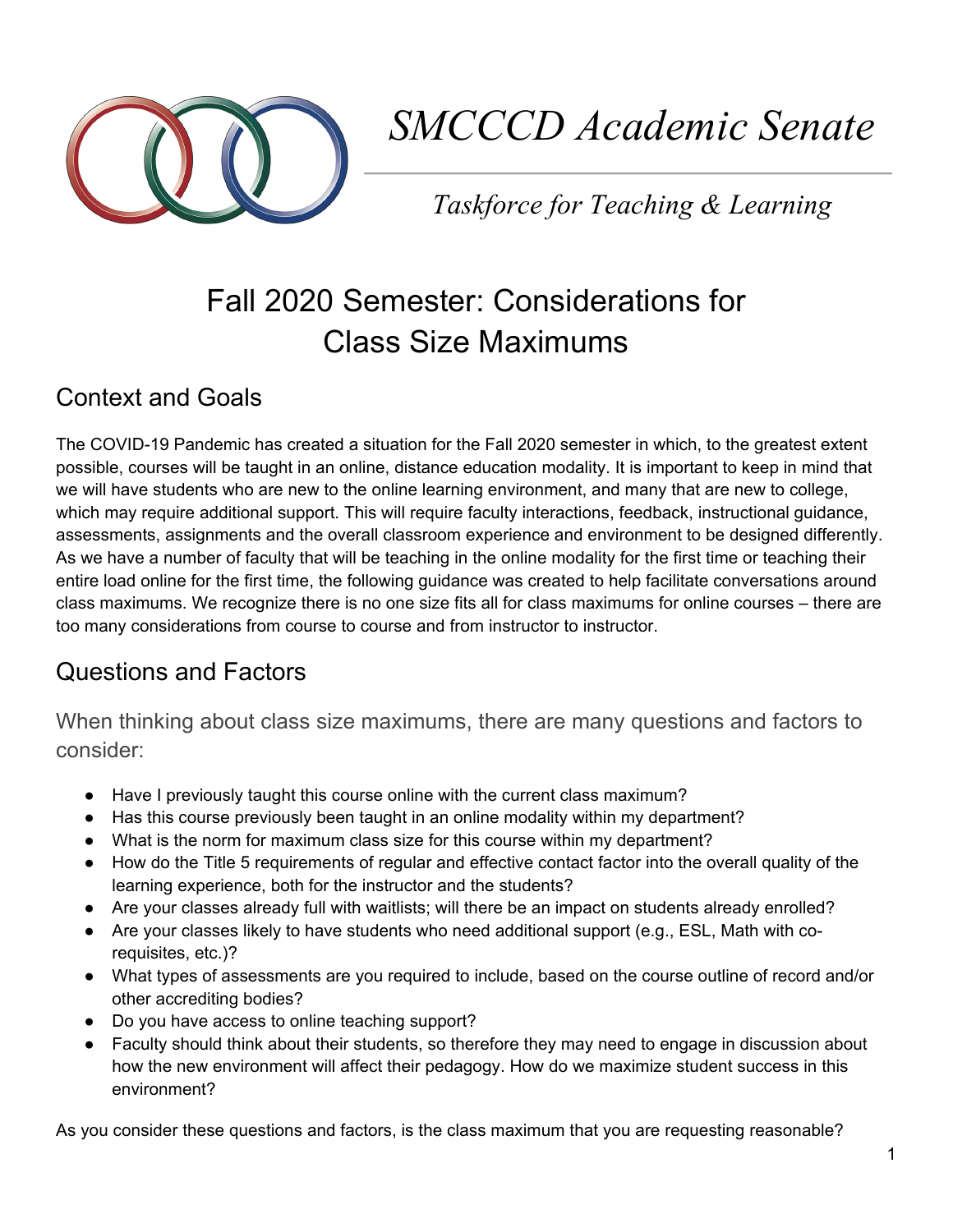# SMCCCD Academic Senate

*Taskforce for Teaching & Learning*

# Fall 2020 Semester: Considerations for Class Size Maximums

## Context and Goals

The COVID-19 Pandemic has created a situation for the Fall 2020 semester in which, to the greatest extent possible, courses will be taught in an online, distance education modality. It is important to keep in mind that we will have students who are new to the online learning environment, and many that are new to college, which may require additional support. This will require faculty interactions, feedback, instructional guidance, assessments, assignments and the overall classroom experience and environment to be designed differently. As we have a number of faculty that will be teaching in the online modality for the first time or teaching their entire load online for the first time, the following guidance was created to help facilitate conversations around class maximums. We recognize there is no one size fits all for class maximums for online courses – there are too many considerations from course to course and from instructor to instructor.

## Questions and Factors

When thinking about class size maximums, there are many questions and factors to consider:

- Have I previously taught this course online with the current class maximum?
- Has this course previously been taught in an online modality within my department?
- What is the norm for maximum class size for this course within my department?
- How do the Title 5 requirements of regular and effective contact factor into the overall quality of the learning experience, both for the instructor and the students?
- Are your classes already full with waitlists; will there be an impact on students already enrolled?
- Are your classes likely to have students who need additional support (e.g., ESL, Math with co-requisites, etc.)?
- What types of assessments are you required to include, based on the course outline of record and/or other accrediting bodies?
- Do you have access to online teaching support?
- Faculty should think about their students, so therefore they may need to engage in discussion about how the new environment will affect their pedagogy. How do we maximize student success in this environment?

As you consider these questions and factors, is the class maximum that you are requesting reasonable?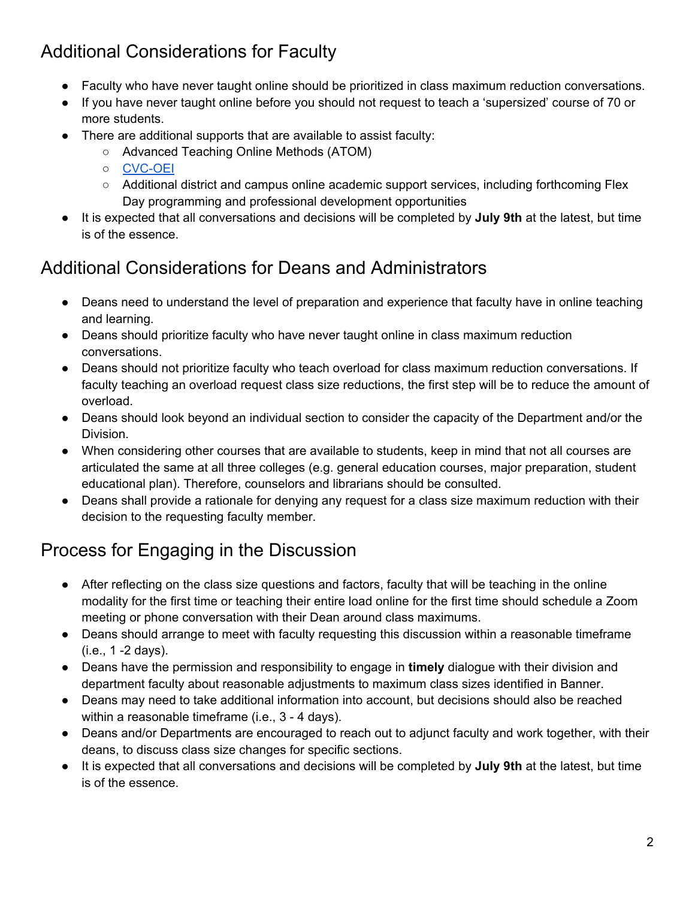## Additional Considerations for Faculty

- Faculty who have never taught online should be prioritized in class maximum reduction conversations.
- If you have never taught online before you should not request to teach a 'supersized' course of 70 or more students.
- There are additional supports that are available to assist faculty:
  - Advanced Teaching Online Methods (ATOM)
  - CVC-OEI
  - Additional district and campus online academic support services, including forthcoming Flex Day programming and professional development opportunities
- It is expected that all conversations and decisions will be completed by **July 9th** at the latest, but time is of the essence.

## Additional Considerations for Deans and Administrators

- Deans need to understand the level of preparation and experience that faculty have in online teaching and learning.
- Deans should prioritize faculty who have never taught online in class maximum reduction conversations.
- Deans should not prioritize faculty who teach overload for class maximum reduction conversations. If faculty teaching an overload request class size reductions, the first step will be to reduce the amount of overload.
- Deans should look beyond an individual section to consider the capacity of the Department and/or the Division.
- When considering other courses that are available to students, keep in mind that not all courses are articulated the same at all three colleges (e.g. general education courses, major preparation, student educational plan). Therefore, counselors and librarians should be consulted.
- Deans shall provide a rationale for denying any request for a class size maximum reduction with their decision to the requesting faculty member.

## Process for Engaging in the Discussion

- After reflecting on the class size questions and factors, faculty that will be teaching in the online modality for the first time or teaching their entire load online for the first time should schedule a Zoom meeting or phone conversation with their Dean around class maximums.
- Deans should arrange to meet with faculty requesting this discussion within a reasonable timeframe (i.e., 1 -2 days).
- Deans have the permission and responsibility to engage in **timely** dialogue with their division and department faculty about reasonable adjustments to maximum class sizes identified in Banner.
- Deans may need to take additional information into account, but decisions should also be reached within a reasonable timeframe (i.e., 3 - 4 days).
- Deans and/or Departments are encouraged to reach out to adjunct faculty and work together, with their deans, to discuss class size changes for specific sections.
- It is expected that all conversations and decisions will be completed by **July 9th** at the latest, but time is of the essence.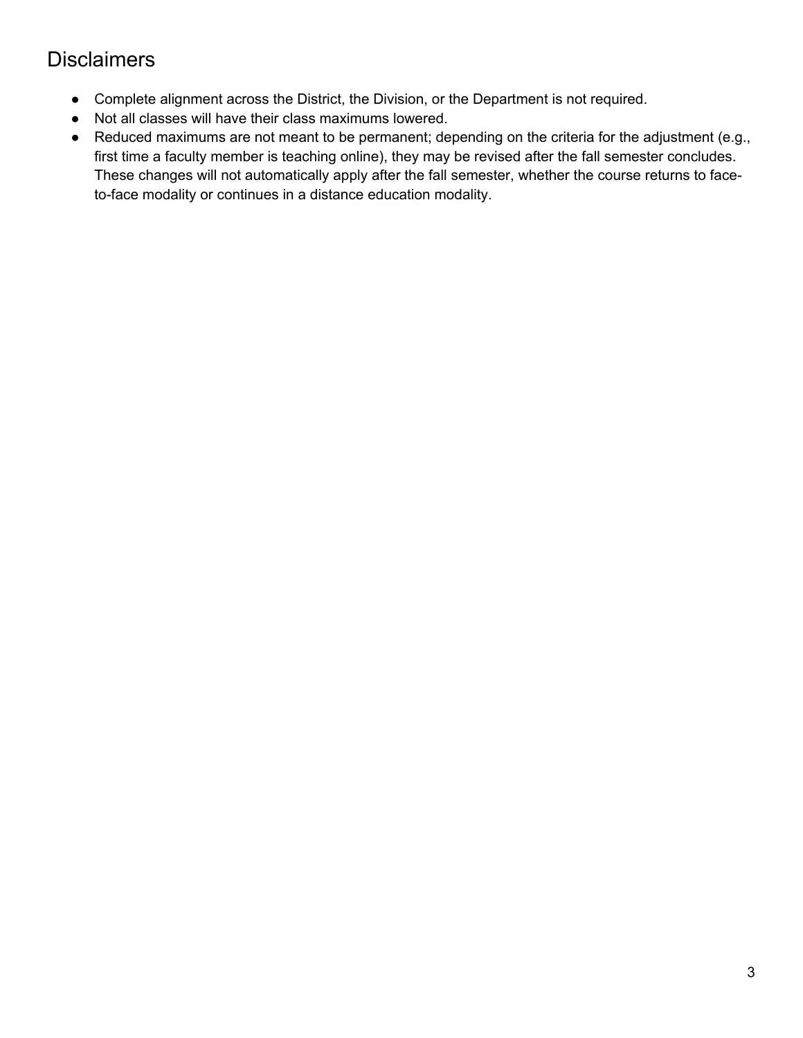## Disclaimers

- Complete alignment across the District, the Division, or the Department is not required.
- Not all classes will have their class maximums lowered.
- Reduced maximums are not meant to be permanent; depending on the criteria for the adjustment (e.g., first time a faculty member is teaching online), they may be revised after the fall semester concludes. These changes will not automatically apply after the fall semester, whether the course returns to face-to-face modality or continues in a distance education modality.